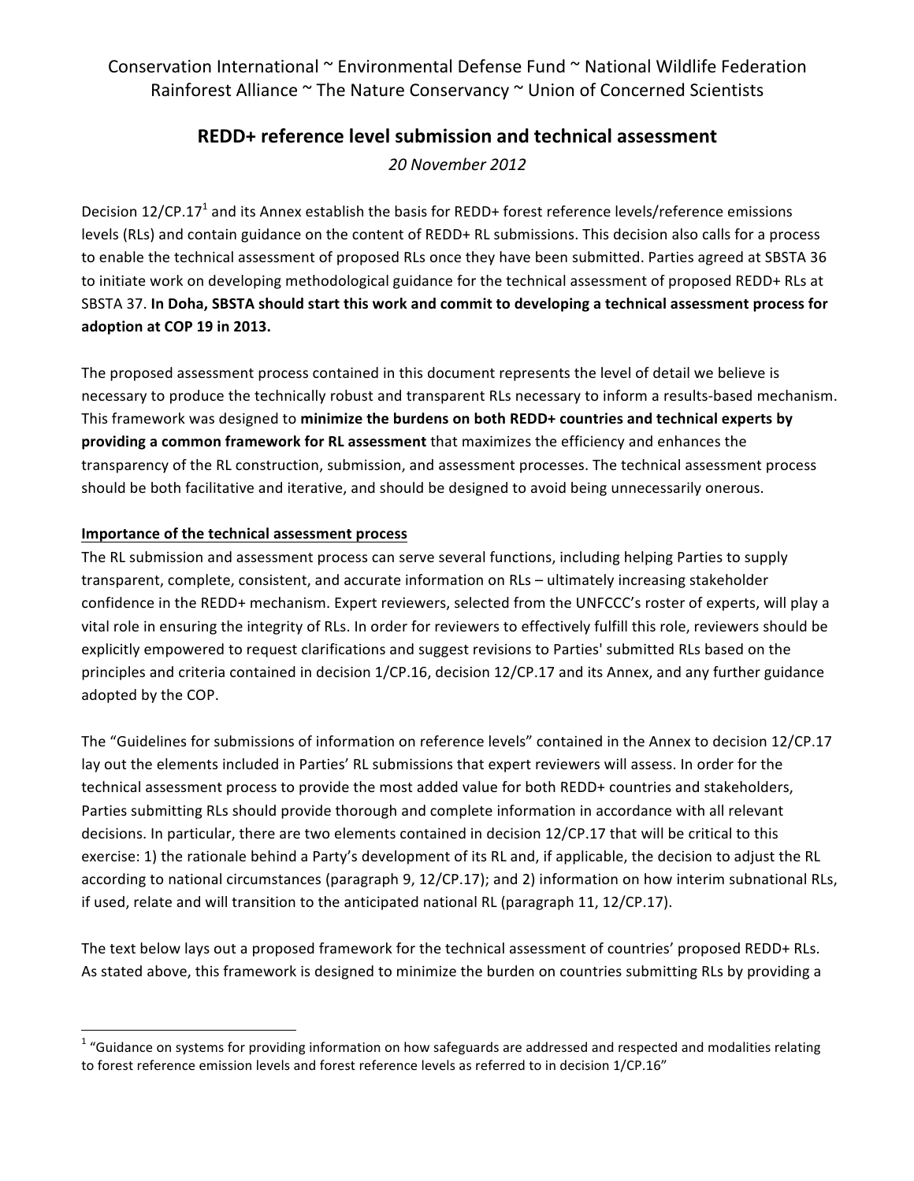Conservation International ~ Environmental Defense Fund ~ National Wildlife Federation
Rainforest Alliance ~ The Nature Conservancy ~ Union of Concerned Scientists

# REDD+ reference level submission and technical assessment

*20 November 2012*

Decision 12/CP.17[1] and its Annex establish the basis for REDD+ forest reference levels/reference emissions levels (RLs) and contain guidance on the content of REDD+ RL submissions. This decision also calls for a process to enable the technical assessment of proposed RLs once they have been submitted. Parties agreed at SBSTA 36 to initiate work on developing methodological guidance for the technical assessment of proposed REDD+ RLs at SBSTA 37. **In Doha, SBSTA should start this work and commit to developing a technical assessment process for adoption at COP 19 in 2013.**

The proposed assessment process contained in this document represents the level of detail we believe is necessary to produce the technically robust and transparent RLs necessary to inform a results-based mechanism. This framework was designed to **minimize the burdens on both REDD+ countries and technical experts by providing a common framework for RL assessment** that maximizes the efficiency and enhances the transparency of the RL construction, submission, and assessment processes. The technical assessment process should be both facilitative and iterative, and should be designed to avoid being unnecessarily onerous.

## Importance of the technical assessment process

The RL submission and assessment process can serve several functions, including helping Parties to supply transparent, complete, consistent, and accurate information on RLs – ultimately increasing stakeholder confidence in the REDD+ mechanism. Expert reviewers, selected from the UNFCCC's roster of experts, will play a vital role in ensuring the integrity of RLs. In order for reviewers to effectively fulfill this role, reviewers should be explicitly empowered to request clarifications and suggest revisions to Parties' submitted RLs based on the principles and criteria contained in decision 1/CP.16, decision 12/CP.17 and its Annex, and any further guidance adopted by the COP.

The "Guidelines for submissions of information on reference levels" contained in the Annex to decision 12/CP.17 lay out the elements included in Parties' RL submissions that expert reviewers will assess. In order for the technical assessment process to provide the most added value for both REDD+ countries and stakeholders, Parties submitting RLs should provide thorough and complete information in accordance with all relevant decisions. In particular, there are two elements contained in decision 12/CP.17 that will be critical to this exercise: 1) the rationale behind a Party's development of its RL and, if applicable, the decision to adjust the RL according to national circumstances (paragraph 9, 12/CP.17); and 2) information on how interim subnational RLs, if used, relate and will transition to the anticipated national RL (paragraph 11, 12/CP.17).

The text below lays out a proposed framework for the technical assessment of countries' proposed REDD+ RLs. As stated above, this framework is designed to minimize the burden on countries submitting RLs by providing a

[1] "Guidance on systems for providing information on how safeguards are addressed and respected and modalities relating to forest reference emission levels and forest reference levels as referred to in decision 1/CP.16"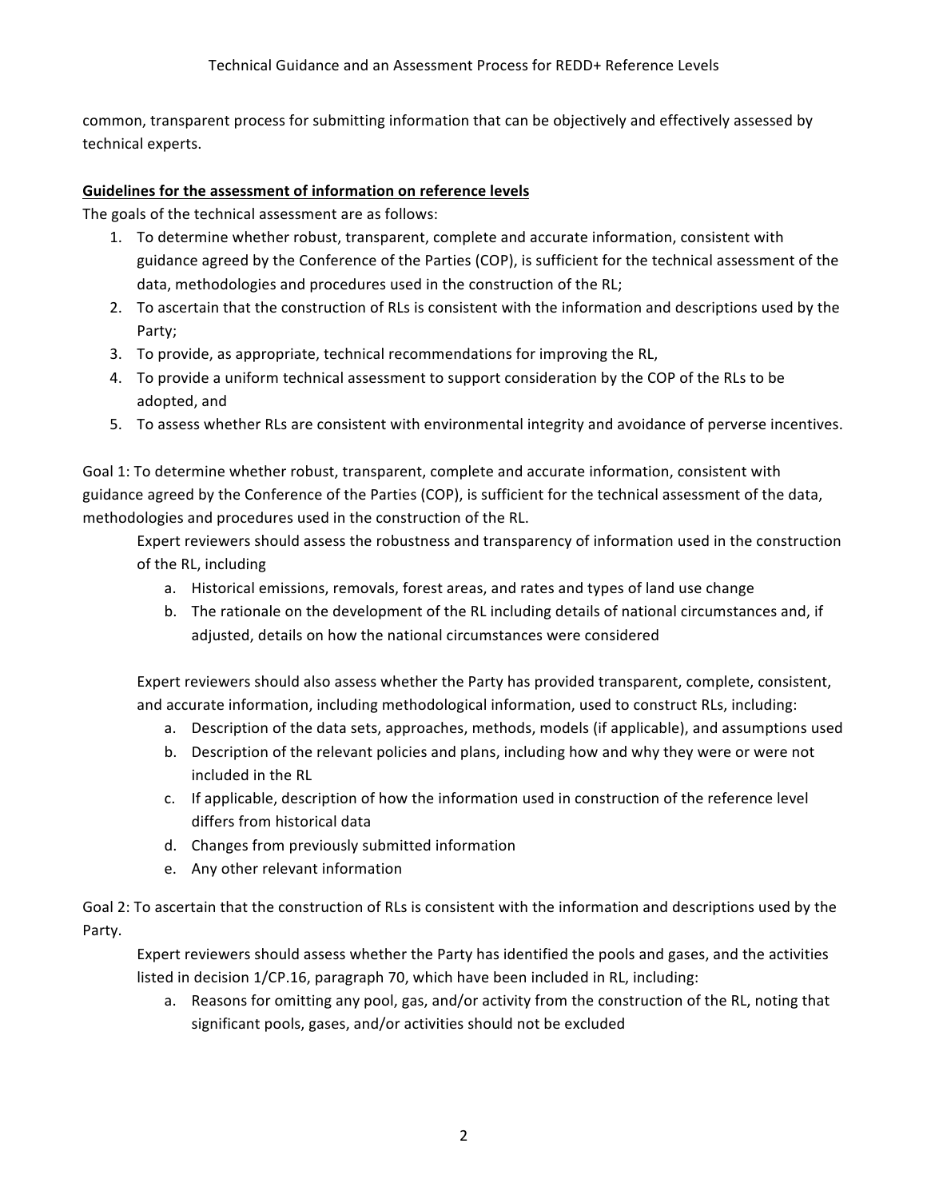common, transparent process for submitting information that can be objectively and effectively assessed by technical experts.

**Guidelines for the assessment of information on reference levels**

The goals of the technical assessment are as follows:

1. To determine whether robust, transparent, complete and accurate information, consistent with guidance agreed by the Conference of the Parties (COP), is sufficient for the technical assessment of the data, methodologies and procedures used in the construction of the RL;
2. To ascertain that the construction of RLs is consistent with the information and descriptions used by the Party;
3. To provide, as appropriate, technical recommendations for improving the RL,
4. To provide a uniform technical assessment to support consideration by the COP of the RLs to be adopted, and
5. To assess whether RLs are consistent with environmental integrity and avoidance of perverse incentives.

Goal 1: To determine whether robust, transparent, complete and accurate information, consistent with guidance agreed by the Conference of the Parties (COP), is sufficient for the technical assessment of the data, methodologies and procedures used in the construction of the RL.

Expert reviewers should assess the robustness and transparency of information used in the construction of the RL, including

a. Historical emissions, removals, forest areas, and rates and types of land use change
b. The rationale on the development of the RL including details of national circumstances and, if adjusted, details on how the national circumstances were considered

Expert reviewers should also assess whether the Party has provided transparent, complete, consistent, and accurate information, including methodological information, used to construct RLs, including:

a. Description of the data sets, approaches, methods, models (if applicable), and assumptions used
b. Description of the relevant policies and plans, including how and why they were or were not included in the RL
c. If applicable, description of how the information used in construction of the reference level differs from historical data
d. Changes from previously submitted information
e. Any other relevant information

Goal 2: To ascertain that the construction of RLs is consistent with the information and descriptions used by the Party.

Expert reviewers should assess whether the Party has identified the pools and gases, and the activities listed in decision 1/CP.16, paragraph 70, which have been included in RL, including:

a. Reasons for omitting any pool, gas, and/or activity from the construction of the RL, noting that significant pools, gases, and/or activities should not be excluded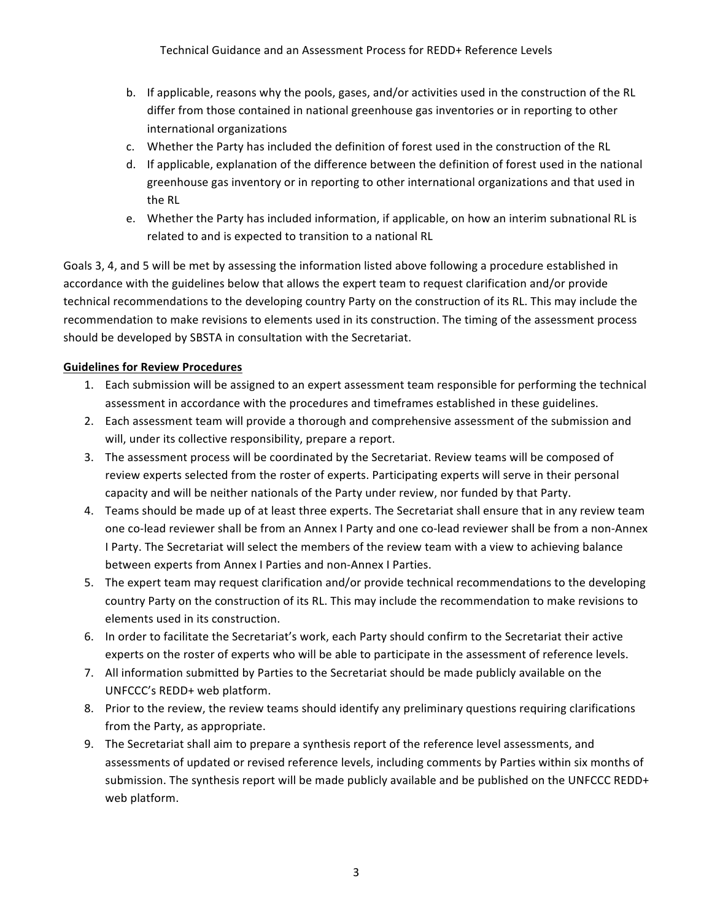b. If applicable, reasons why the pools, gases, and/or activities used in the construction of the RL differ from those contained in national greenhouse gas inventories or in reporting to other international organizations
c. Whether the Party has included the definition of forest used in the construction of the RL
d. If applicable, explanation of the difference between the definition of forest used in the national greenhouse gas inventory or in reporting to other international organizations and that used in the RL
e. Whether the Party has included information, if applicable, on how an interim subnational RL is related to and is expected to transition to a national RL

Goals 3, 4, and 5 will be met by assessing the information listed above following a procedure established in accordance with the guidelines below that allows the expert team to request clarification and/or provide technical recommendations to the developing country Party on the construction of its RL. This may include the recommendation to make revisions to elements used in its construction. The timing of the assessment process should be developed by SBSTA in consultation with the Secretariat.

**Guidelines for Review Procedures**

1. Each submission will be assigned to an expert assessment team responsible for performing the technical assessment in accordance with the procedures and timeframes established in these guidelines.
2. Each assessment team will provide a thorough and comprehensive assessment of the submission and will, under its collective responsibility, prepare a report.
3. The assessment process will be coordinated by the Secretariat. Review teams will be composed of review experts selected from the roster of experts. Participating experts will serve in their personal capacity and will be neither nationals of the Party under review, nor funded by that Party.
4. Teams should be made up of at least three experts. The Secretariat shall ensure that in any review team one co-lead reviewer shall be from an Annex I Party and one co-lead reviewer shall be from a non-Annex I Party. The Secretariat will select the members of the review team with a view to achieving balance between experts from Annex I Parties and non-Annex I Parties.
5. The expert team may request clarification and/or provide technical recommendations to the developing country Party on the construction of its RL. This may include the recommendation to make revisions to elements used in its construction.
6. In order to facilitate the Secretariat's work, each Party should confirm to the Secretariat their active experts on the roster of experts who will be able to participate in the assessment of reference levels.
7. All information submitted by Parties to the Secretariat should be made publicly available on the UNFCCC's REDD+ web platform.
8. Prior to the review, the review teams should identify any preliminary questions requiring clarifications from the Party, as appropriate.
9. The Secretariat shall aim to prepare a synthesis report of the reference level assessments, and assessments of updated or revised reference levels, including comments by Parties within six months of submission. The synthesis report will be made publicly available and be published on the UNFCCC REDD+ web platform.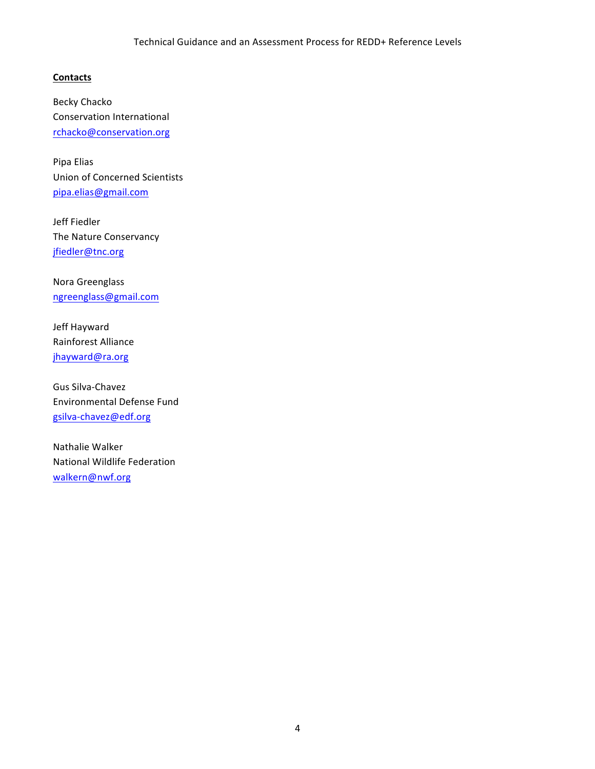**Contacts**

Becky Chacko  
Conservation International  
rchacko@conservation.org

Pipa Elias  
Union of Concerned Scientists  
pipa.elias@gmail.com

Jeff Fiedler  
The Nature Conservancy  
jfiedler@tnc.org

Nora Greenglass  
ngreenglass@gmail.com

Jeff Hayward  
Rainforest Alliance  
jhayward@ra.org

Gus Silva-Chavez  
Environmental Defense Fund  
gsilva-chavez@edf.org

Nathalie Walker  
National Wildlife Federation  
walkern@nwf.org